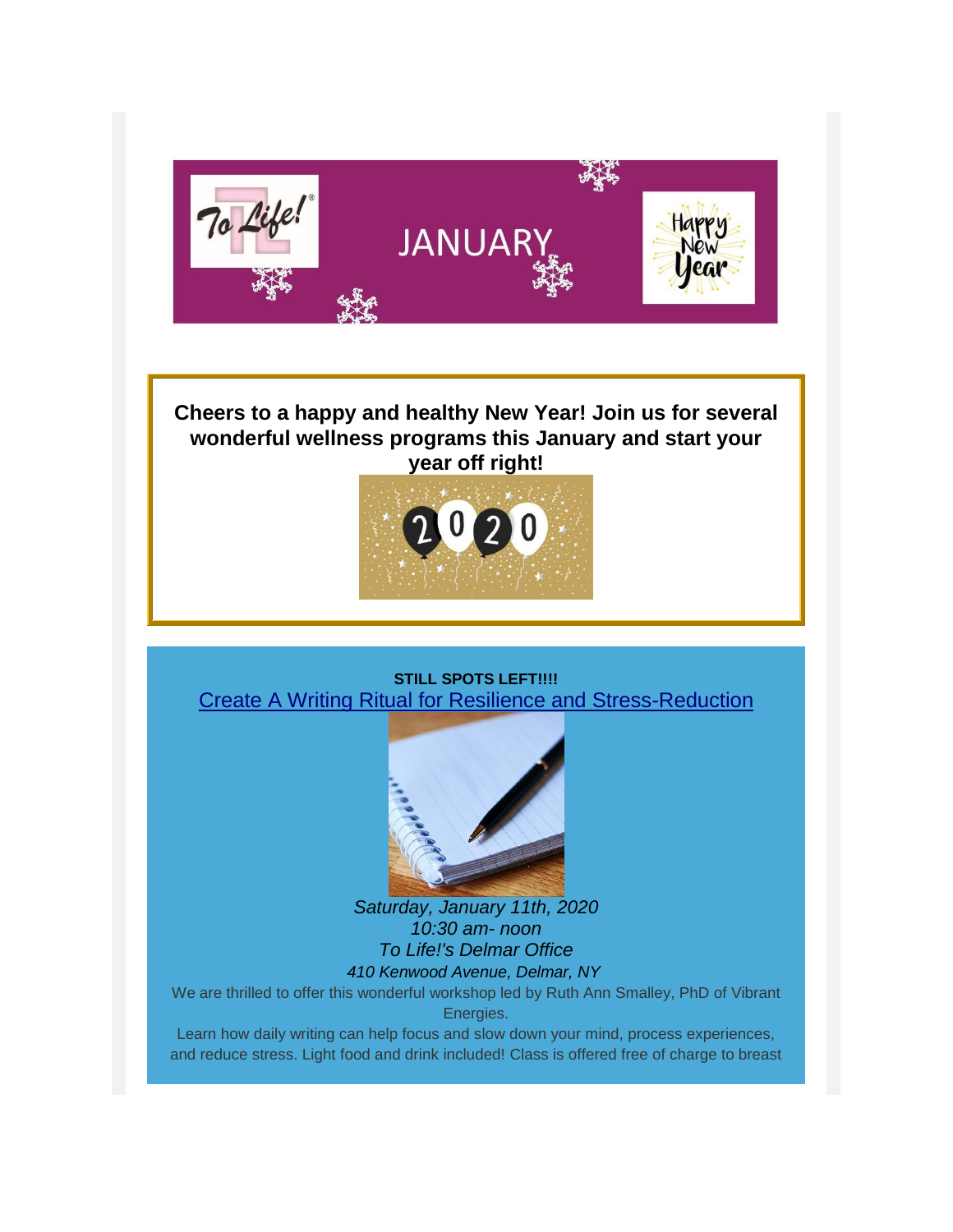JANUARY

**Cheers to a happy and healthy New Year! Join us for several wonderful wellness programs this January and start your year off right!**

**STILL SPOTS LEFT!!!!**

Create A Writing Ritual for Resilience and Stress-Reduction

*Saturday, January 11th, 2020*
*10:30 am- noon*
*To Life!'s Delmar Office*
*410 Kenwood Avenue, Delmar, NY*

We are thrilled to offer this wonderful workshop led by Ruth Ann Smalley, PhD of Vibrant Energies.

Learn how daily writing can help focus and slow down your mind, process experiences, and reduce stress. Light food and drink included! Class is offered free of charge to breast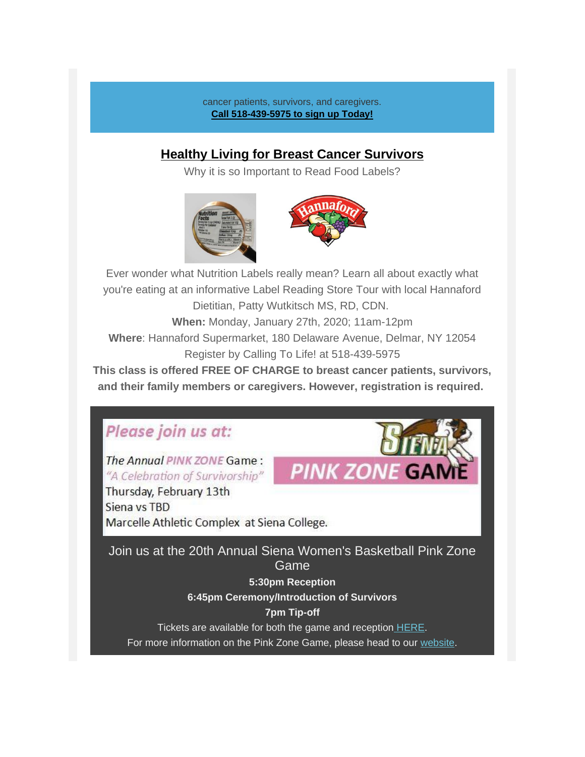cancer patients, survivors, and caregivers.
**Call 518-439-5975 to sign up Today!**

## Healthy Living for Breast Cancer Survivors

Why it is so Important to Read Food Labels?

Ever wonder what Nutrition Labels really mean? Learn all about exactly what you're eating at an informative Label Reading Store Tour with local Hannaford Dietitian, Patty Wutkitsch MS, RD, CDN.

**When:** Monday, January 27th, 2020; 11am-12pm

**Where**: Hannaford Supermarket, 180 Delaware Avenue, Delmar, NY 12054

Register by Calling To Life! at 518-439-5975

**This class is offered FREE OF CHARGE to breast cancer patients, survivors, and their family members or caregivers. However, registration is required.**

*Please join us at:*

*The Annual* PINK ZONE Game :
*"A Celebration of Survivorship"*
Thursday, February 13th
Siena vs TBD
Marcelle Athletic Complex at Siena College.

SIENA PINK ZONE GAME

Join us at the 20th Annual Siena Women's Basketball Pink Zone Game

**5:30pm Reception**

**6:45pm Ceremony/Introduction of Survivors**

**7pm Tip-off**

Tickets are available for both the game and reception HERE.

For more information on the Pink Zone Game, please head to our website.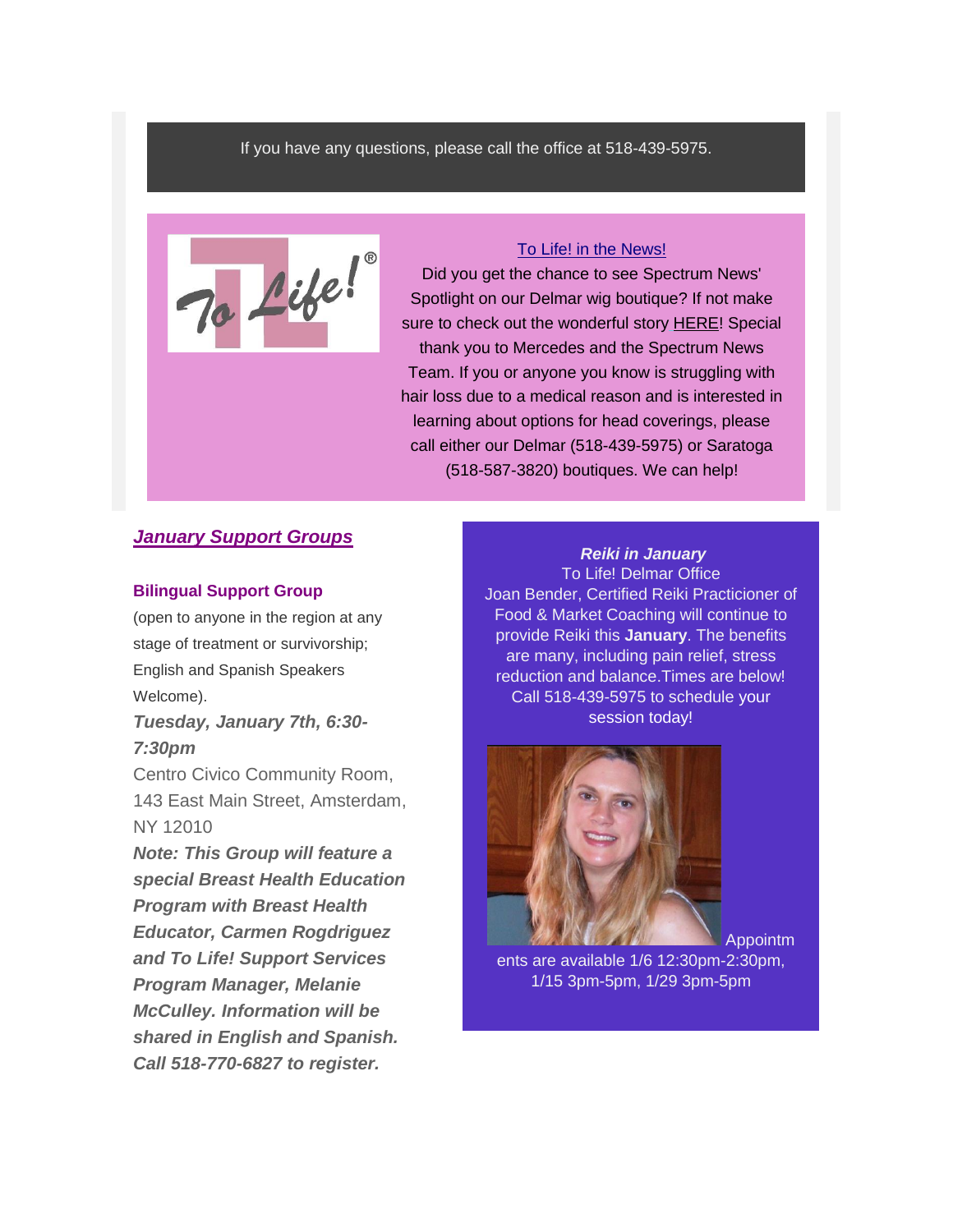If you have any questions, please call the office at 518-439-5975.

To Life! in the News!

Did you get the chance to see Spectrum News' Spotlight on our Delmar wig boutique? If not make sure to check out the wonderful story HERE! Special thank you to Mercedes and the Spectrum News Team. If you or anyone you know is struggling with hair loss due to a medical reason and is interested in learning about options for head coverings, please call either our Delmar (518-439-5975) or Saratoga (518-587-3820) boutiques. We can help!

## ***January Support Groups***

**Bilingual Support Group**

(open to anyone in the region at any stage of treatment or survivorship; English and Spanish Speakers Welcome).

***Tuesday, January 7th, 6:30-7:30pm***

Centro Civico Community Room, 143 East Main Street, Amsterdam, NY 12010

***Note: This Group will feature a special Breast Health Education Program with Breast Health Educator, Carmen Rogdriguez and To Life! Support Services Program Manager, Melanie McCulley. Information will be shared in English and Spanish. Call 518-770-6827 to register.***

***Reiki in January***

To Life! Delmar Office

Joan Bender, Certified Reiki Practicioner of Food & Market Coaching will continue to provide Reiki this **January**. The benefits are many, including pain relief, stress reduction and balance.Times are below! Call 518-439-5975 to schedule your session today!

Appointments are available 1/6 12:30pm-2:30pm, 1/15 3pm-5pm, 1/29 3pm-5pm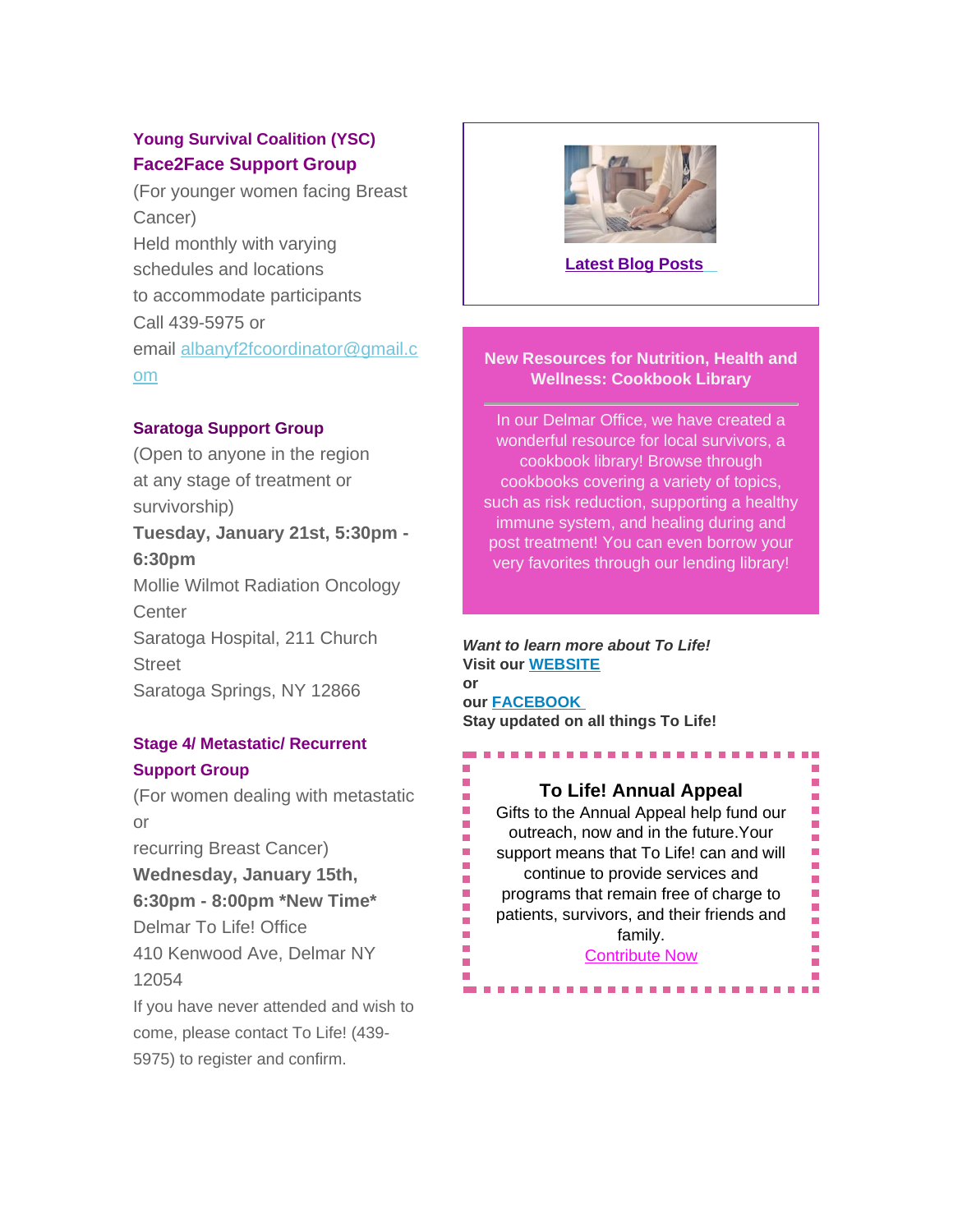### Young Survival Coalition (YSC) Face2Face Support Group

(For younger women facing Breast Cancer)
Held monthly with varying schedules and locations
to accommodate participants
Call 439-5975 or
email albanyf2fcoordinator@gmail.com

### Saratoga Support Group

(Open to anyone in the region
at any stage of treatment or survivorship)
**Tuesday, January 21st, 5:30pm - 6:30pm**
Mollie Wilmot Radiation Oncology Center
Saratoga Hospital, 211 Church Street
Saratoga Springs, NY 12866

### Stage 4/ Metastatic/ Recurrent Support Group

(For women dealing with metastatic or
recurring Breast Cancer)
**Wednesday, January 15th, 6:30pm - 8:00pm *New Time***
Delmar To Life! Office
410 Kenwood Ave, Delmar NY 12054
If you have never attended and wish to come, please contact To Life! (439-5975) to register and confirm.

**Latest Blog Posts**

### New Resources for Nutrition, Health and Wellness: Cookbook Library

In our Delmar Office, we have created a wonderful resource for local survivors, a cookbook library! Browse through cookbooks covering a variety of topics, such as risk reduction, supporting a healthy immune system, and healing during and post treatment! You can even borrow your very favorites through our lending library!

***Want to learn more about To Life!***
**Visit our WEBSITE**
**or**
**our FACEBOOK**
**Stay updated on all things To Life!**

### To Life! Annual Appeal

Gifts to the Annual Appeal help fund our outreach, now and in the future.Your support means that To Life! can and will continue to provide services and programs that remain free of charge to patients, survivors, and their friends and family.
Contribute Now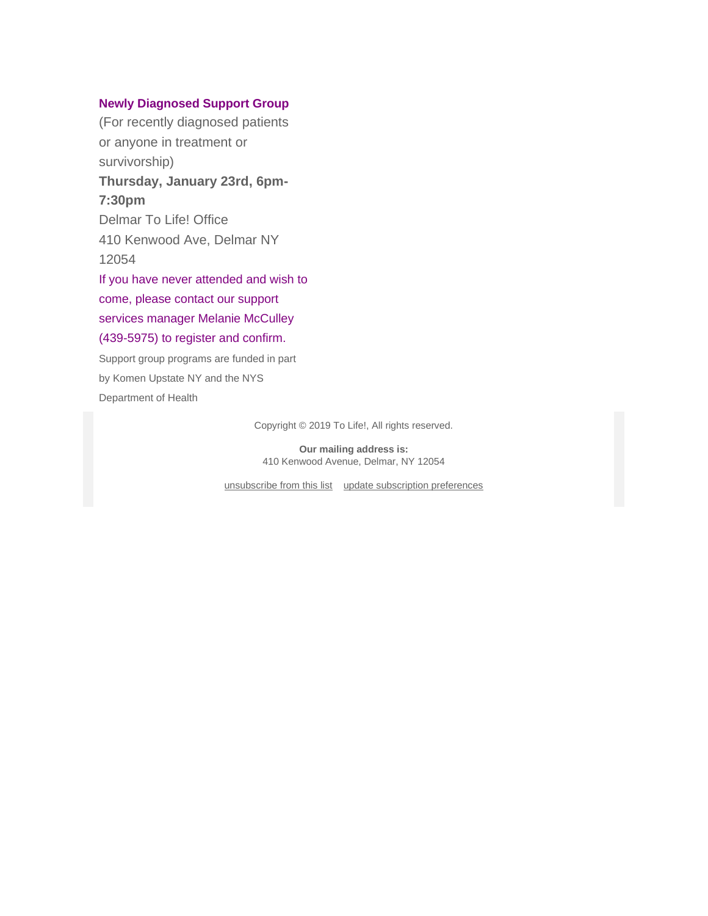**Newly Diagnosed Support Group**
(For recently diagnosed patients or anyone in treatment or survivorship)
**Thursday, January 23rd, 6pm-7:30pm**
Delmar To Life! Office
410 Kenwood Ave, Delmar NY 12054
If you have never attended and wish to come, please contact our support services manager Melanie McCulley (439-5975) to register and confirm.

Support group programs are funded in part by Komen Upstate NY and the NYS Department of Health

Copyright © 2019 To Life!, All rights reserved.

**Our mailing address is:**
410 Kenwood Avenue, Delmar, NY 12054

unsubscribe from this list    update subscription preferences